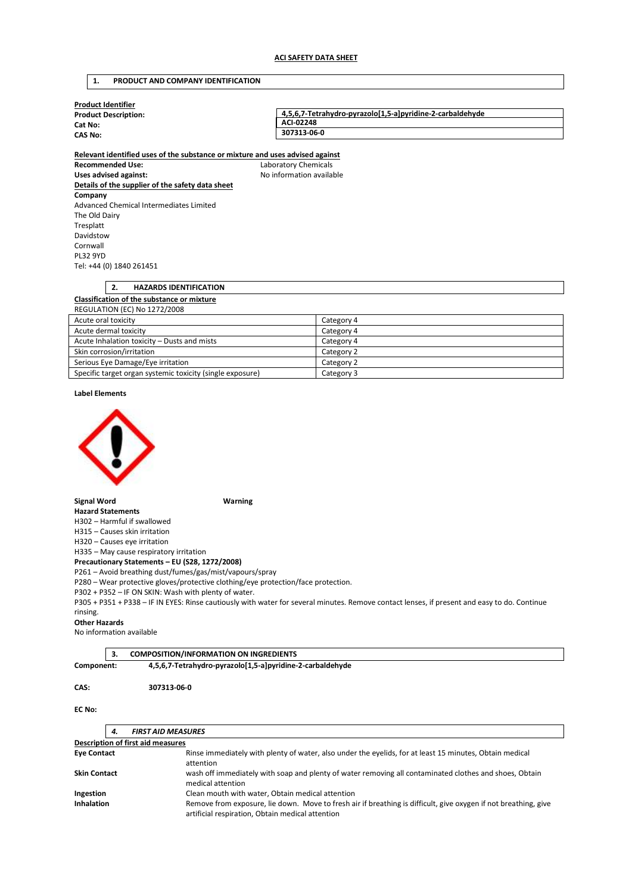# ACI SAFETY DATA SHEET

## 1. PRODUCT AND COMPANY IDENTIFICATION

**Product Identifier**

| | |
|---|---|
| **Product Description:** | **4,5,6,7-Tetrahydro-pyrazolo[1,5-a]pyridine-2-carbaldehyde** |
| **Cat No:** | **ACI-02248** |
| **CAS No:** | **307313-06-0** |

**Relevant identified uses of the substance or mixture and uses advised against**

**Recommended Use:** Laboratory Chemicals
**Uses advised against:** No information available

**Details of the supplier of the safety data sheet**

**Company**
Advanced Chemical Intermediates Limited
The Old Dairy
Tresplatt
Davidstow
Cornwall
PL32 9YD
Tel: +44 (0) 1840 261451

## 2. HAZARDS IDENTIFICATION

**Classification of the substance or mixture**

REGULATION (EC) No 1272/2008

| | |
|---|---|
| Acute oral toxicity | Category 4 |
| Acute dermal toxicity | Category 4 |
| Acute Inhalation toxicity – Dusts and mists | Category 4 |
| Skin corrosion/irritation | Category 2 |
| Serious Eye Damage/Eye irritation | Category 2 |
| Specific target organ systemic toxicity (single exposure) | Category 3 |

**Label Elements**

**Signal Word** **Warning**

**Hazard Statements**

H302 – Harmful if swallowed
H315 – Causes skin irritation
H320 – Causes eye irritation
H335 – May cause respiratory irritation

**Precautionary Statements – EU (S28, 1272/2008)**

P261 – Avoid breathing dust/fumes/gas/mist/vapours/spray
P280 – Wear protective gloves/protective clothing/eye protection/face protection.
P302 + P352 – IF ON SKIN: Wash with plenty of water.
P305 + P351 + P338 – IF IN EYES: Rinse cautiously with water for several minutes. Remove contact lenses, if present and easy to do. Continue rinsing.

**Other Hazards**

No information available

## 3. COMPOSITION/INFORMATION ON INGREDIENTS

**Component:** **4,5,6,7-Tetrahydro-pyrazolo[1,5-a]pyridine-2-carbaldehyde**

**CAS:** **307313-06-0**

**EC No:**

## *4. FIRST AID MEASURES*

**Description of first aid measures**

| | |
|---|---|
| **Eye Contact** | Rinse immediately with plenty of water, also under the eyelids, for at least 15 minutes, Obtain medical attention |
| **Skin Contact** | wash off immediately with soap and plenty of water removing all contaminated clothes and shoes, Obtain medical attention |
| **Ingestion** | Clean mouth with water, Obtain medical attention |
| **Inhalation** | Remove from exposure, lie down. Move to fresh air if breathing is difficult, give oxygen if not breathing, give artificial respiration, Obtain medical attention |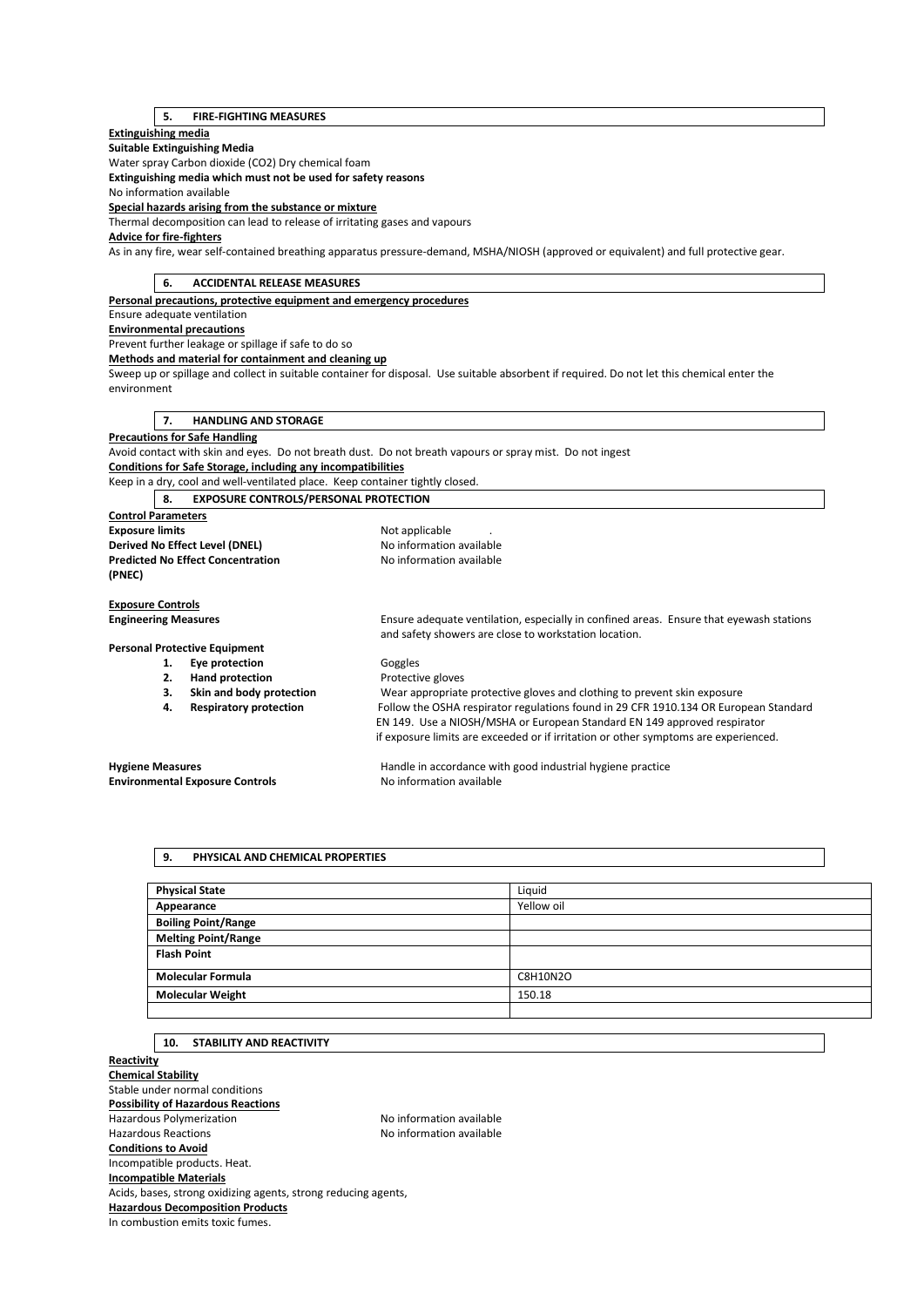## 5. FIRE-FIGHTING MEASURES

**Extinguishing media**

**Suitable Extinguishing Media**

Water spray Carbon dioxide ($CO_2$) Dry chemical foam

**Extinguishing media which must not be used for safety reasons**

No information available

**Special hazards arising from the substance or mixture**

Thermal decomposition can lead to release of irritating gases and vapours

**Advice for fire-fighters**

As in any fire, wear self-contained breathing apparatus pressure-demand, MSHA/NIOSH (approved or equivalent) and full protective gear.

## 6. ACCIDENTAL RELEASE MEASURES

**Personal precautions, protective equipment and emergency procedures**

Ensure adequate ventilation

**Environmental precautions**

Prevent further leakage or spillage if safe to do so

**Methods and material for containment and cleaning up**

Sweep up or spillage and collect in suitable container for disposal. Use suitable absorbent if required. Do not let this chemical enter the environment

## 7. HANDLING AND STORAGE

**Precautions for Safe Handling**

Avoid contact with skin and eyes. Do not breath dust. Do not breath vapours or spray mist. Do not ingest

**Conditions for Safe Storage, including any incompatibilities**

Keep in a dry, cool and well-ventilated place. Keep container tightly closed.

## 8. EXPOSURE CONTROLS/PERSONAL PROTECTION

**Control Parameters**

**Exposure limits** Not applicable .

**Derived No Effect Level (DNEL)** No information available

**Predicted No Effect Concentration (PNEC)** No information available

**Exposure Controls**

**Engineering Measures** Ensure adequate ventilation, especially in confined areas. Ensure that eyewash stations and safety showers are close to workstation location.

**Personal Protective Equipment**

1. **Eye protection** Goggles
2. **Hand protection** Protective gloves
3. **Skin and body protection** Wear appropriate protective gloves and clothing to prevent skin exposure
4. **Respiratory protection** Follow the OSHA respirator regulations found in 29 CFR 1910.134 OR European Standard EN 149. Use a NIOSH/MSHA or European Standard EN 149 approved respirator if exposure limits are exceeded or if irritation or other symptoms are experienced.

**Hygiene Measures** Handle in accordance with good industrial hygiene practice

**Environmental Exposure Controls** No information available

## 9. PHYSICAL AND CHEMICAL PROPERTIES

| | |
|---|---|
| **Physical State** | Liquid |
| **Appearance** | Yellow oil |
| **Boiling Point/Range** | |
| **Melting Point/Range** | |
| **Flash Point** | |
| **Molecular Formula** | $C_8H_{10}N_2O$ |
| **Molecular Weight** | 150.18 |
| | |

## 10. STABILITY AND REACTIVITY

**Reactivity**

**Chemical Stability**

Stable under normal conditions

**Possibility of Hazardous Reactions**

Hazardous Polymerization No information available

Hazardous Reactions No information available

**Conditions to Avoid**

Incompatible products. Heat.

**Incompatible Materials**

Acids, bases, strong oxidizing agents, strong reducing agents,

**Hazardous Decomposition Products**

In combustion emits toxic fumes.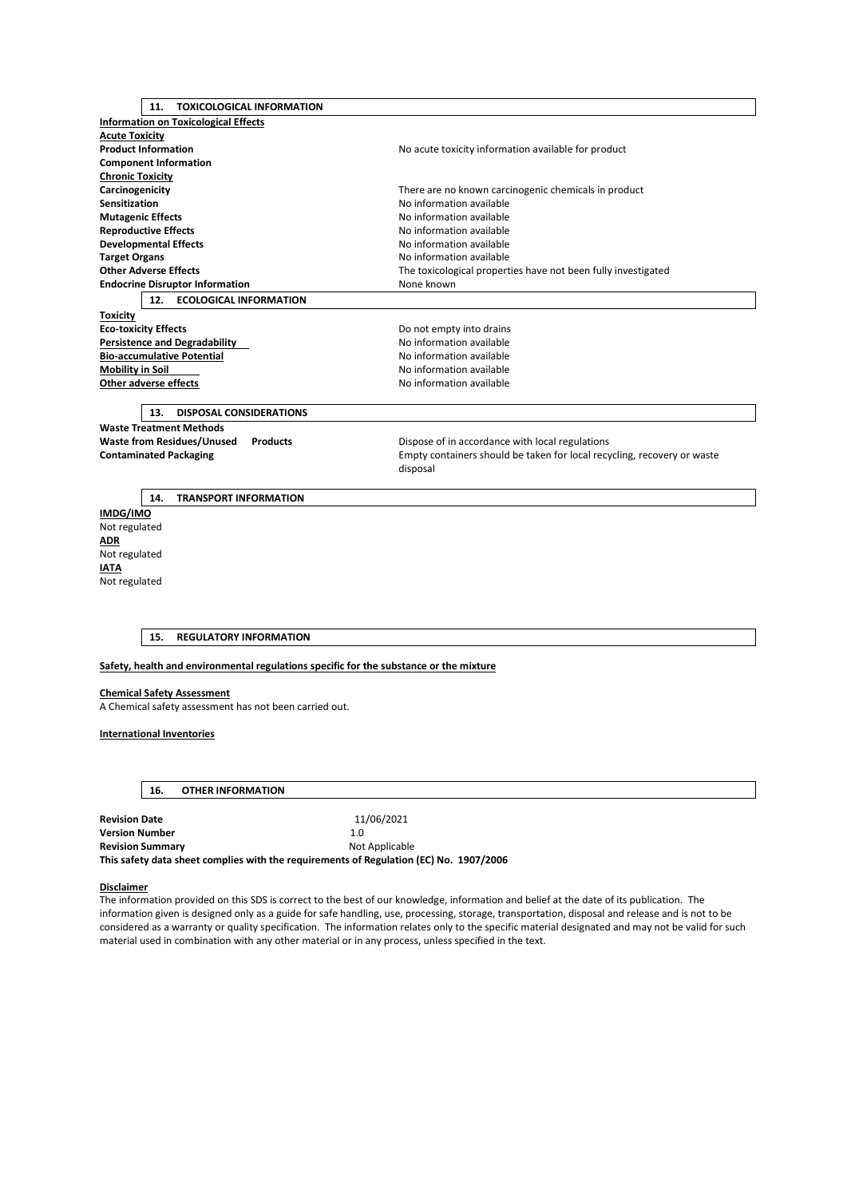## 11. TOXICOLOGICAL INFORMATION

**Information on Toxicological Effects**

**Acute Toxicity**

| | |
|---|---|
| **Product Information** | No acute toxicity information available for product |
| **Component Information** | |

**Chronic Toxicity**

| | |
|---|---|
| **Carcinogenicity** | There are no known carcinogenic chemicals in product |
| **Sensitization** | No information available |
| **Mutagenic Effects** | No information available |
| **Reproductive Effects** | No information available |
| **Developmental Effects** | No information available |
| **Target Organs** | No information available |
| **Other Adverse Effects** | The toxicological properties have not been fully investigated |
| **Endocrine Disruptor Information** | None known |

## 12. ECOLOGICAL INFORMATION

**Toxicity**

| | |
|---|---|
| **Eco-toxicity Effects** | Do not empty into drains |
| **Persistence and Degradability** | No information available |
| **Bio-accumulative Potential** | No information available |
| **Mobility in Soil** | No information available |
| **Other adverse effects** | No information available |

## 13. DISPOSAL CONSIDERATIONS

**Waste Treatment Methods**

| | |
|---|---|
| **Waste from Residues/Unused Products** | Dispose of in accordance with local regulations |
| **Contaminated Packaging** | Empty containers should be taken for local recycling, recovery or waste disposal |

## 14. TRANSPORT INFORMATION

**IMDG/IMO**

Not regulated

**ADR**

Not regulated

**IATA**

Not regulated

## 15. REGULATORY INFORMATION

**Safety, health and environmental regulations specific for the substance or the mixture**

**Chemical Safety Assessment**

A Chemical safety assessment has not been carried out.

**International Inventories**

## 16. OTHER INFORMATION

| | |
|---|---|
| **Revision Date** | 11/06/2021 |
| **Version Number** | 1.0 |
| **Revision Summary** | Not Applicable |

**This safety data sheet complies with the requirements of Regulation (EC) No. 1907/2006**

**Disclaimer**

The information provided on this SDS is correct to the best of our knowledge, information and belief at the date of its publication. The information given is designed only as a guide for safe handling, use, processing, storage, transportation, disposal and release and is not to be considered as a warranty or quality specification. The information relates only to the specific material designated and may not be valid for such material used in combination with any other material or in any process, unless specified in the text.